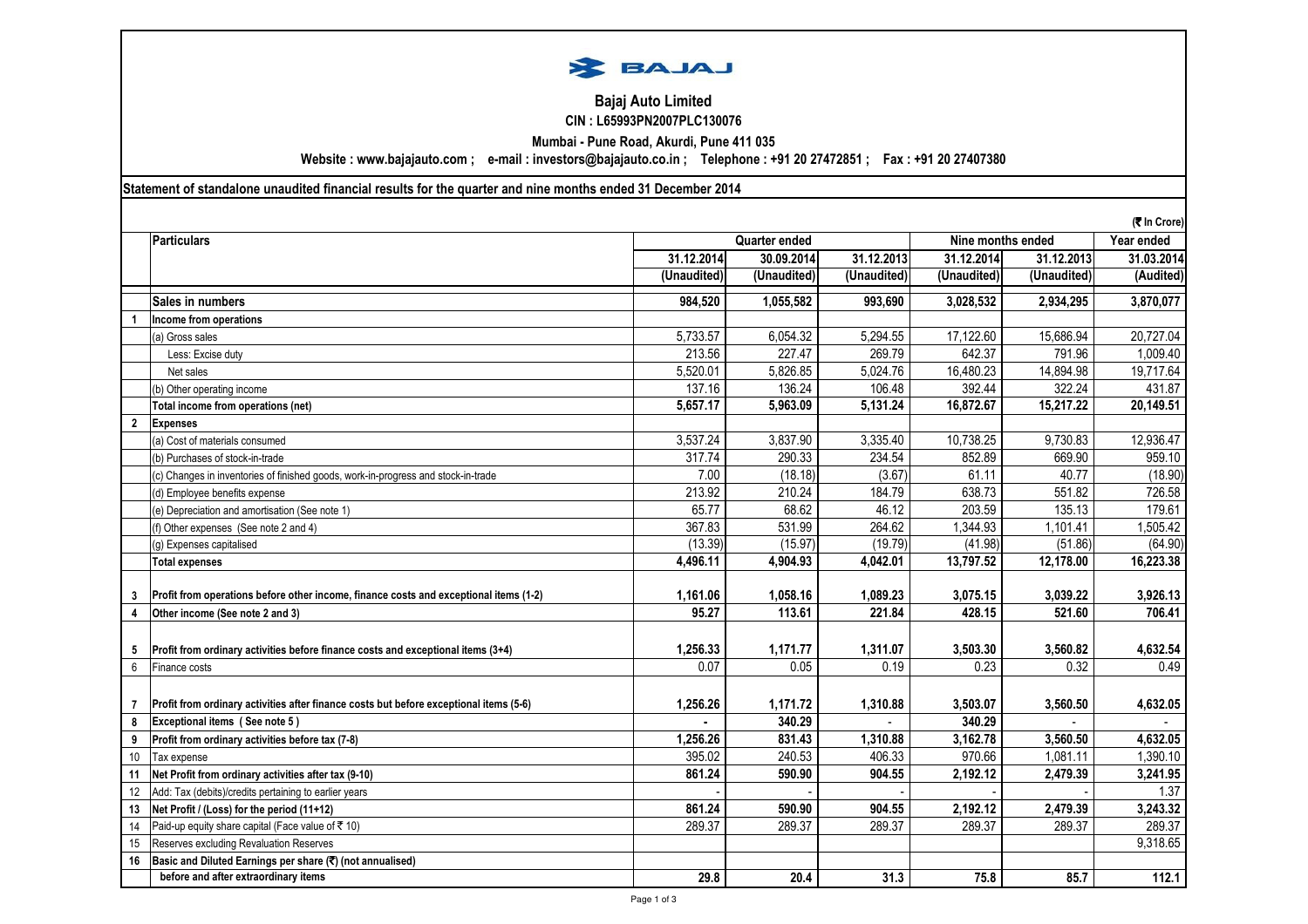# Bajaj Auto Limited

**CIN : L65993PN2007PLC130076**

**Mumbai - Pune Road, Akurdi, Pune 411 035**

**Website : www.bajajauto.com ; e-mail : investors@bajajauto.co.in ; Telephone : +91 20 27472851 ; Fax : +91 20 27407380**

**Statement of standalone unaudited financial results for the quarter and nine months ended 31 December 2014**

(₹ In Crore)

| | Particulars | Quarter ended | | | Nine months ended | | Year ended |
|---|---|---|---|---|---|---|---|
| | | 31.12.2014 | 30.09.2014 | 31.12.2013 | 31.12.2014 | 31.12.2013 | 31.03.2014 |
| | | (Unaudited) | (Unaudited) | (Unaudited) | (Unaudited) | (Unaudited) | (Audited) |
| | **Sales in numbers** | **984,520** | **1,055,582** | **993,690** | **3,028,532** | **2,934,295** | **3,870,077** |
| **1** | **Income from operations** | | | | | | |
| | (a) Gross sales | 5,733.57 | 6,054.32 | 5,294.55 | 17,122.60 | 15,686.94 | 20,727.04 |
| | Less: Excise duty | 213.56 | 227.47 | 269.79 | 642.37 | 791.96 | 1,009.40 |
| | Net sales | 5,520.01 | 5,826.85 | 5,024.76 | 16,480.23 | 14,894.98 | 19,717.64 |
| | (b) Other operating income | 137.16 | 136.24 | 106.48 | 392.44 | 322.24 | 431.87 |
| | **Total income from operations (net)** | **5,657.17** | **5,963.09** | **5,131.24** | **16,872.67** | **15,217.22** | **20,149.51** |
| **2** | **Expenses** | | | | | | |
| | (a) Cost of materials consumed | 3,537.24 | 3,837.90 | 3,335.40 | 10,738.25 | 9,730.83 | 12,936.47 |
| | (b) Purchases of stock-in-trade | 317.74 | 290.33 | 234.54 | 852.89 | 669.90 | 959.10 |
| | (c) Changes in inventories of finished goods, work-in-progress and stock-in-trade | 7.00 | (18.18) | (3.67) | 61.11 | 40.77 | (18.90) |
| | (d) Employee benefits expense | 213.92 | 210.24 | 184.79 | 638.73 | 551.82 | 726.58 |
| | (e) Depreciation and amortisation (See note 1) | 65.77 | 68.62 | 46.12 | 203.59 | 135.13 | 179.61 |
| | (f) Other expenses (See note 2 and 4) | 367.83 | 531.99 | 264.62 | 1,344.93 | 1,101.41 | 1,505.42 |
| | (g) Expenses capitalised | (13.39) | (15.97) | (19.79) | (41.98) | (51.86) | (64.90) |
| | **Total expenses** | **4,496.11** | **4,904.93** | **4,042.01** | **13,797.52** | **12,178.00** | **16,223.38** |
| **3** | **Profit from operations before other income, finance costs and exceptional items (1-2)** | **1,161.06** | **1,058.16** | **1,089.23** | **3,075.15** | **3,039.22** | **3,926.13** |
| **4** | **Other income (See note 2 and 3)** | **95.27** | **113.61** | **221.84** | **428.15** | **521.60** | **706.41** |
| **5** | **Profit from ordinary activities before finance costs and exceptional items (3+4)** | **1,256.33** | **1,171.77** | **1,311.07** | **3,503.30** | **3,560.82** | **4,632.54** |
| 6 | Finance costs | 0.07 | 0.05 | 0.19 | 0.23 | 0.32 | 0.49 |
| **7** | **Profit from ordinary activities after finance costs but before exceptional items (5-6)** | **1,256.26** | **1,171.72** | **1,310.88** | **3,503.07** | **3,560.50** | **4,632.05** |
| **8** | **Exceptional items ( See note 5 )** | **-** | **340.29** | - | **340.29** | - | - |
| **9** | **Profit from ordinary activities before tax (7-8)** | **1,256.26** | **831.43** | **1,310.88** | **3,162.78** | **3,560.50** | **4,632.05** |
| 10 | Tax expense | 395.02 | 240.53 | 406.33 | 970.66 | 1,081.11 | 1,390.10 |
| **11** | **Net Profit from ordinary activities after tax (9-10)** | **861.24** | **590.90** | **904.55** | **2,192.12** | **2,479.39** | **3,241.95** |
| 12 | Add: Tax (debits)/credits pertaining to earlier years | - | - | - | - | - | 1.37 |
| **13** | **Net Profit / (Loss) for the period (11+12)** | **861.24** | **590.90** | **904.55** | **2,192.12** | **2,479.39** | **3,243.32** |
| 14 | Paid-up equity share capital (Face value of ₹ 10) | 289.37 | 289.37 | 289.37 | 289.37 | 289.37 | 289.37 |
| 15 | Reserves excluding Revaluation Reserves | | | | | | 9,318.65 |
| **16** | **Basic and Diluted Earnings per share (₹) (not annualised)** | | | | | | |
| | **before and after extraordinary items** | **29.8** | **20.4** | **31.3** | **75.8** | **85.7** | **112.1** |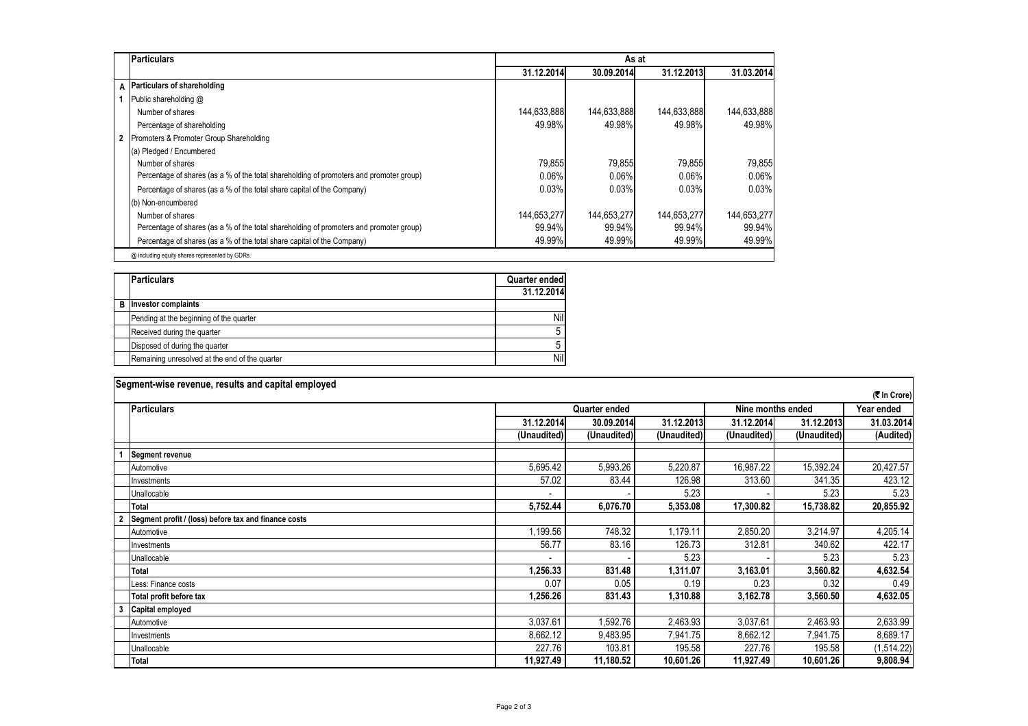| | Particulars | As at | | | |
|---|---|---|---|---|---|
| | | 31.12.2014 | 30.09.2014 | 31.12.2013 | 31.03.2014 |
| A | **Particulars of shareholding** | | | | |
| 1 | Public shareholding @ | | | | |
| | Number of shares | 144,633,888 | 144,633,888 | 144,633,888 | 144,633,888 |
| | Percentage of shareholding | 49.98% | 49.98% | 49.98% | 49.98% |
| 2 | Promoters & Promoter Group Shareholding | | | | |
| | (a) Pledged / Encumbered | | | | |
| | Number of shares | 79,855 | 79,855 | 79,855 | 79,855 |
| | Percentage of shares (as a % of the total shareholding of promoters and promoter group) | 0.06% | 0.06% | 0.06% | 0.06% |
| | Percentage of shares (as a % of the total share capital of the Company) | 0.03% | 0.03% | 0.03% | 0.03% |
| | (b) Non-encumbered | | | | |
| | Number of shares | 144,653,277 | 144,653,277 | 144,653,277 | 144,653,277 |
| | Percentage of shares (as a % of the total shareholding of promoters and promoter group) | 99.94% | 99.94% | 99.94% | 99.94% |
| | Percentage of shares (as a % of the total share capital of the Company) | 49.99% | 49.99% | 49.99% | 49.99% |

@ including equity shares represented by GDRs.

| | Particulars | Quarter ended |
|---|---|---|
| | | 31.12.2014 |
| B | **Investor complaints** | |
| | Pending at the beginning of the quarter | Nil |
| | Received during the quarter | 5 |
| | Disposed of during the quarter | 5 |
| | Remaining unresolved at the end of the quarter | Nil |

**Segment-wise revenue, results and capital employed**

(₹ In Crore)

| | Particulars | Quarter ended | | | Nine months ended | | Year ended |
|---|---|---|---|---|---|---|---|
| | | 31.12.2014 | 30.09.2014 | 31.12.2013 | 31.12.2014 | 31.12.2013 | 31.03.2014 |
| | | (Unaudited) | (Unaudited) | (Unaudited) | (Unaudited) | (Unaudited) | (Audited) |
| 1 | **Segment revenue** | | | | | | |
| | Automotive | 5,695.42 | 5,993.26 | 5,220.87 | 16,987.22 | 15,392.24 | 20,427.57 |
| | Investments | 57.02 | 83.44 | 126.98 | 313.60 | 341.35 | 423.12 |
| | Unallocable | - | - | 5.23 | - | 5.23 | 5.23 |
| | **Total** | **5,752.44** | **6,076.70** | **5,353.08** | **17,300.82** | **15,738.82** | **20,855.92** |
| 2 | **Segment profit / (loss) before tax and finance costs** | | | | | | |
| | Automotive | 1,199.56 | 748.32 | 1,179.11 | 2,850.20 | 3,214.97 | 4,205.14 |
| | Investments | 56.77 | 83.16 | 126.73 | 312.81 | 340.62 | 422.17 |
| | Unallocable | - | - | 5.23 | - | 5.23 | 5.23 |
| | **Total** | **1,256.33** | **831.48** | **1,311.07** | **3,163.01** | **3,560.82** | **4,632.54** |
| | Less: Finance costs | 0.07 | 0.05 | 0.19 | 0.23 | 0.32 | 0.49 |
| | **Total profit before tax** | **1,256.26** | **831.43** | **1,310.88** | **3,162.78** | **3,560.50** | **4,632.05** |
| 3 | **Capital employed** | | | | | | |
| | Automotive | 3,037.61 | 1,592.76 | 2,463.93 | 3,037.61 | 2,463.93 | 2,633.99 |
| | Investments | 8,662.12 | 9,483.95 | 7,941.75 | 8,662.12 | 7,941.75 | 8,689.17 |
| | Unallocable | 227.76 | 103.81 | 195.58 | 227.76 | 195.58 | (1,514.22) |
| | **Total** | **11,927.49** | **11,180.52** | **10,601.26** | **11,927.49** | **10,601.26** | **9,808.94** |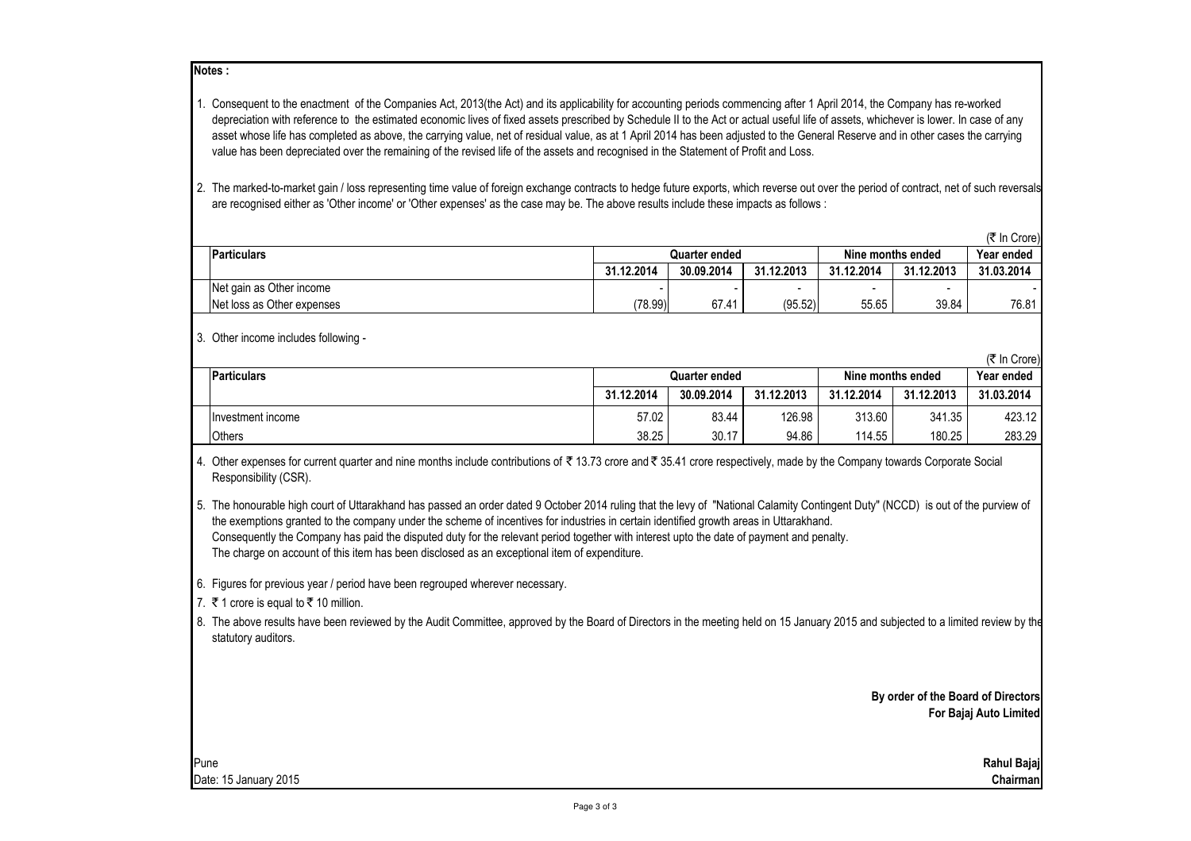**Notes :**

1. Consequent to the enactment of the Companies Act, 2013(the Act) and its applicability for accounting periods commencing after 1 April 2014, the Company has re-worked depreciation with reference to the estimated economic lives of fixed assets prescribed by Schedule II to the Act or actual useful life of assets, whichever is lower. In case of any asset whose life has completed as above, the carrying value, net of residual value, as at 1 April 2014 has been adjusted to the General Reserve and in other cases the carrying value has been depreciated over the remaining of the revised life of the assets and recognised in the Statement of Profit and Loss.

2. The marked-to-market gain / loss representing time value of foreign exchange contracts to hedge future exports, which reverse out over the period of contract, net of such reversals are recognised either as 'Other income' or 'Other expenses' as the case may be. The above results include these impacts as follows :

(₹ In Crore)

| Particulars | Quarter ended | | | Nine months ended | | Year ended |
|---|---|---|---|---|---|---|
| | 31.12.2014 | 30.09.2014 | 31.12.2013 | 31.12.2014 | 31.12.2013 | 31.03.2014 |
| Net gain as Other income | - | - | - | - | - | - |
| Net loss as Other expenses | (78.99) | 67.41 | (95.52) | 55.65 | 39.84 | 76.81 |

3. Other income includes following -

(₹ In Crore)

| Particulars | Quarter ended | | | Nine months ended | | Year ended |
|---|---|---|---|---|---|---|
| | 31.12.2014 | 30.09.2014 | 31.12.2013 | 31.12.2014 | 31.12.2013 | 31.03.2014 |
| Investment income | 57.02 | 83.44 | 126.98 | 313.60 | 341.35 | 423.12 |
| Others | 38.25 | 30.17 | 94.86 | 114.55 | 180.25 | 283.29 |

4. Other expenses for current quarter and nine months include contributions of ₹ 13.73 crore and ₹ 35.41 crore respectively, made by the Company towards Corporate Social Responsibility (CSR).

5. The honourable high court of Uttarakhand has passed an order dated 9 October 2014 ruling that the levy of "National Calamity Contingent Duty" (NCCD) is out of the purview of the exemptions granted to the company under the scheme of incentives for industries in certain identified growth areas in Uttarakhand.
   Consequently the Company has paid the disputed duty for the relevant period together with interest upto the date of payment and penalty.
   The charge on account of this item has been disclosed as an exceptional item of expenditure.

6. Figures for previous year / period have been regrouped wherever necessary.

7. ₹ 1 crore is equal to ₹ 10 million.

8. The above results have been reviewed by the Audit Committee, approved by the Board of Directors in the meeting held on 15 January 2015 and subjected to a limited review by the statutory auditors.

**By order of the Board of Directors**
**For Bajaj Auto Limited**

Pune
Date: 15 January 2015

**Rahul Bajaj**
**Chairman**